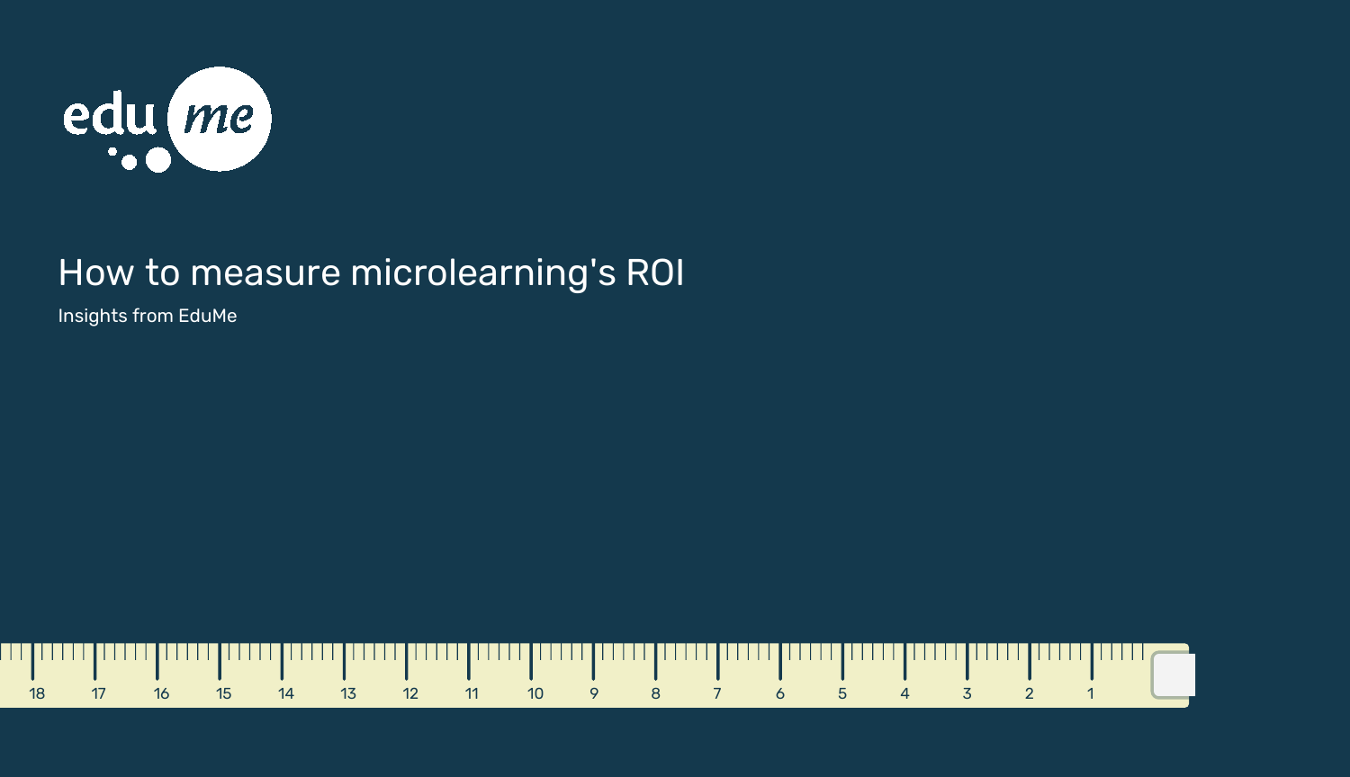# How to measure microlearning's ROI

Insights from EduMe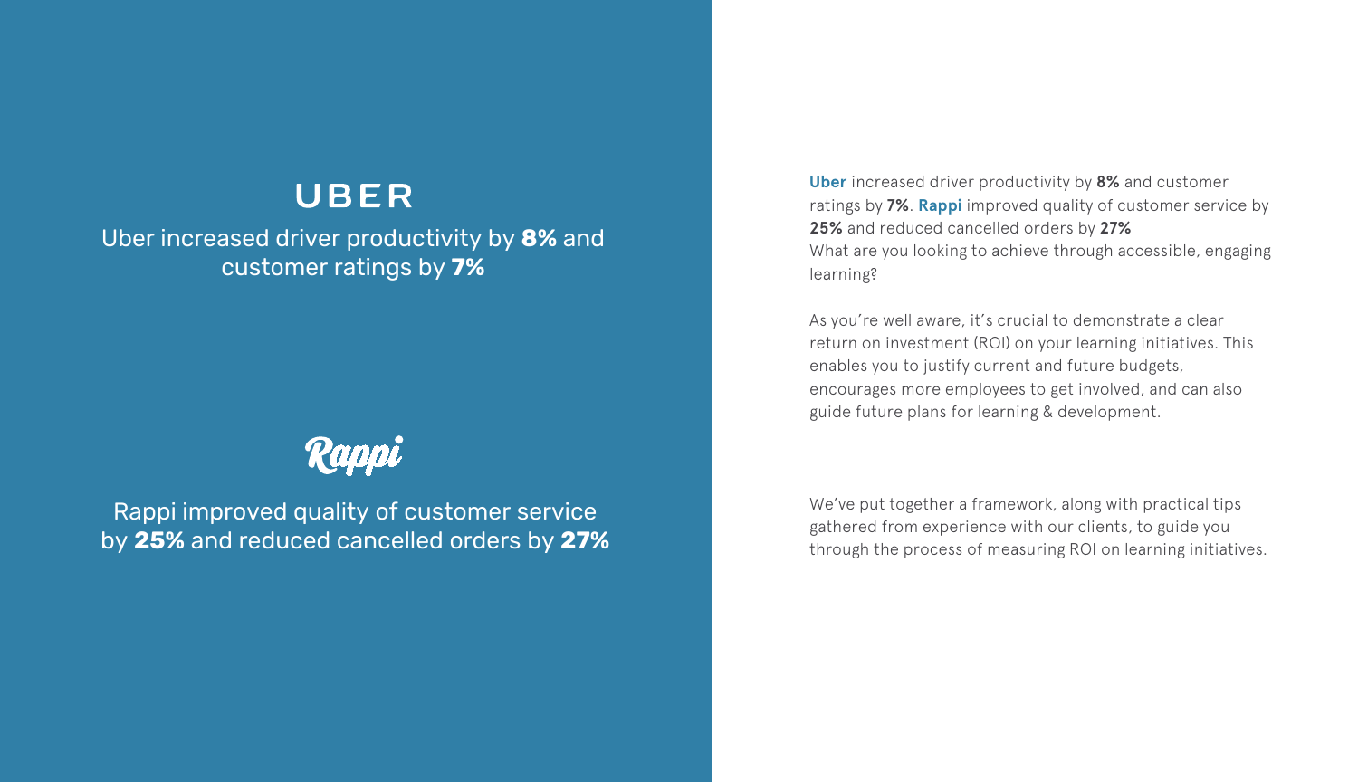**UBER**

Uber increased driver productivity by **8%** and customer ratings by **7%**

**Rappi**

Rappi improved quality of customer service by **25%** and reduced cancelled orders by **27%**

**Uber** increased driver productivity by **8%** and customer ratings by **7%**. **Rappi** improved quality of customer service by **25%** and reduced cancelled orders by **27%**
What are you looking to achieve through accessible, engaging learning?

As you're well aware, it's crucial to demonstrate a clear return on investment (ROI) on your learning initiatives. This enables you to justify current and future budgets, encourages more employees to get involved, and can also guide future plans for learning & development.

We've put together a framework, along with practical tips gathered from experience with our clients, to guide you through the process of measuring ROI on learning initiatives.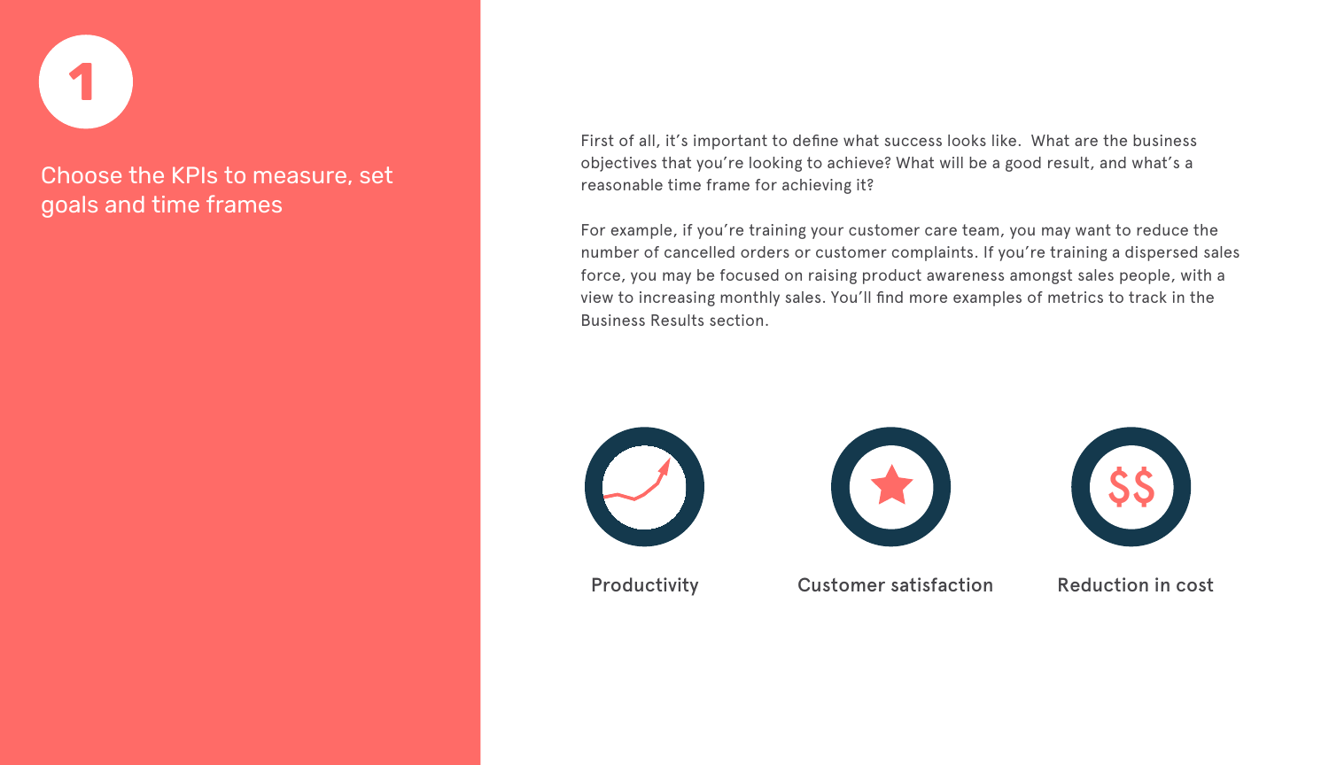# 1

## Choose the KPIs to measure, set goals and time frames

First of all, it's important to define what success looks like. What are the business objectives that you're looking to achieve? What will be a good result, and what's a reasonable time frame for achieving it?

For example, if you're training your customer care team, you may want to reduce the number of cancelled orders or customer complaints. If you're training a dispersed sales force, you may be focused on raising product awareness amongst sales people, with a view to increasing monthly sales. You'll find more examples of metrics to track in the Business Results section.

Productivity

Customer satisfaction

Reduction in cost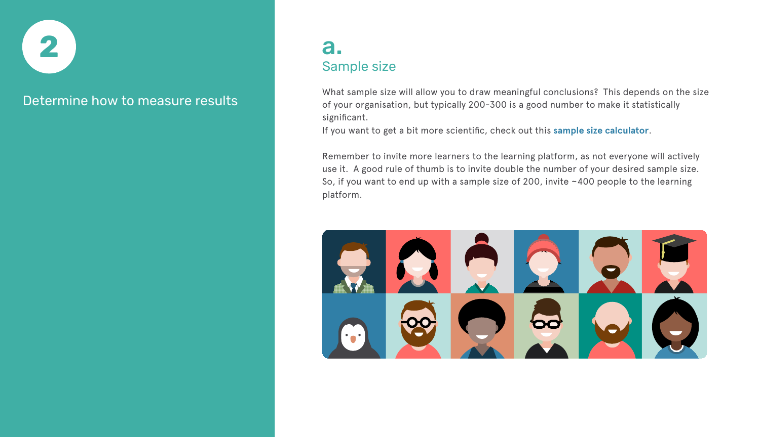# 2

## Determine how to measure results

### a.
### Sample size

What sample size will allow you to draw meaningful conclusions? This depends on the size of your organisation, but typically 200-300 is a good number to make it statistically significant.
If you want to get a bit more scientific, check out this **sample size calculator**.

Remember to invite more learners to the learning platform, as not everyone will actively use it. A good rule of thumb is to invite double the number of your desired sample size. So, if you want to end up with a sample size of 200, invite ~400 people to the learning platform.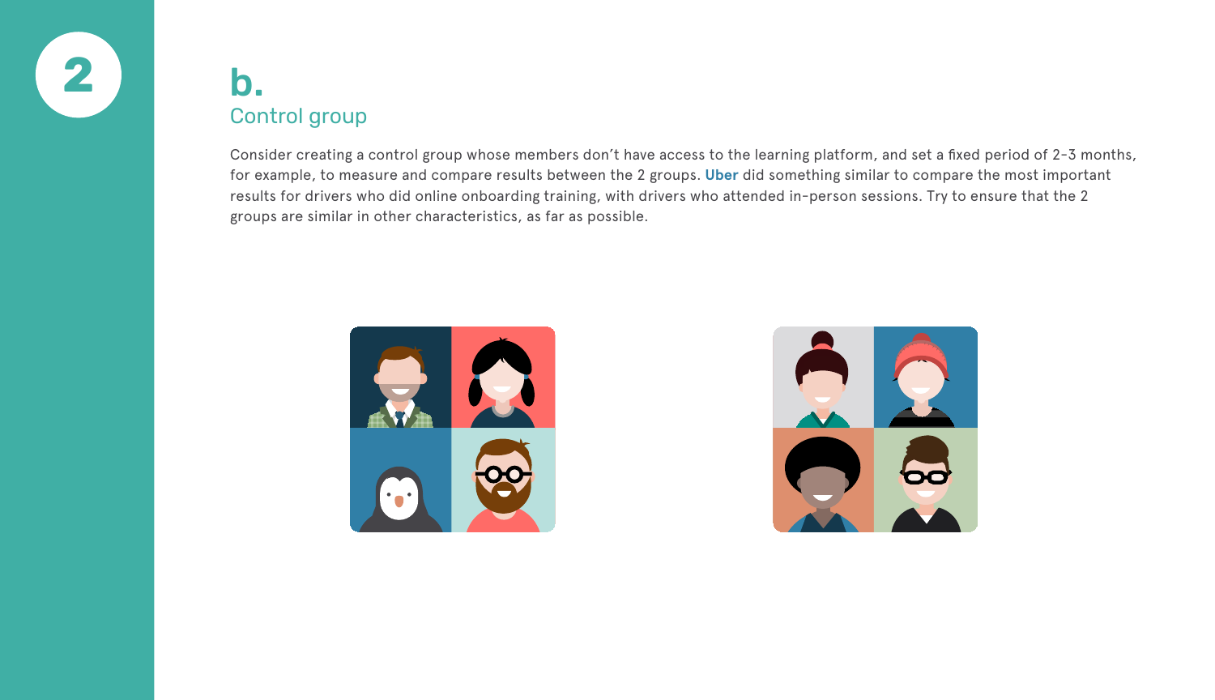2

## b.

### Control group

Consider creating a control group whose members don't have access to the learning platform, and set a fixed period of 2-3 months, for example, to measure and compare results between the 2 groups. **Uber** did something similar to compare the most important results for drivers who did online onboarding training, with drivers who attended in-person sessions. Try to ensure that the 2 groups are similar in other characteristics, as far as possible.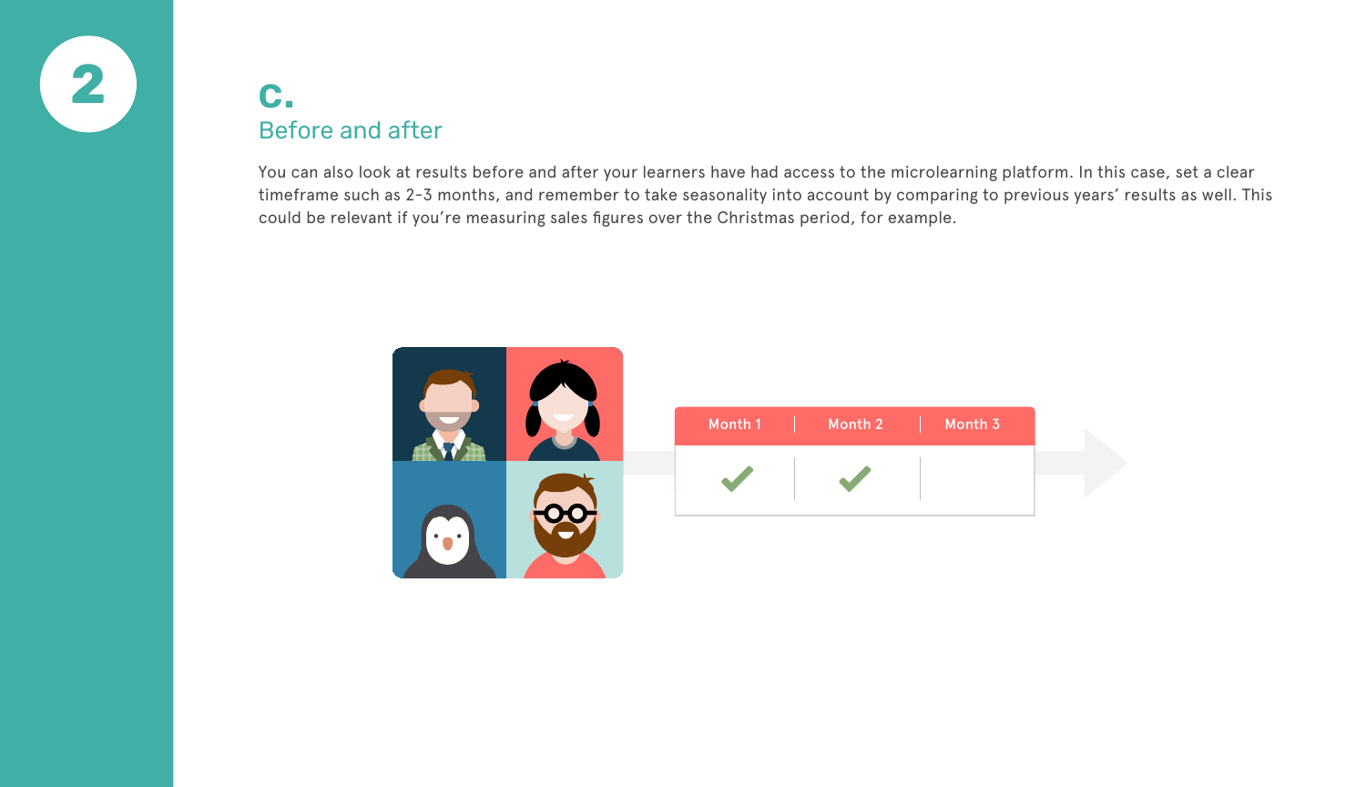## c.

### Before and after

You can also look at results before and after your learners have had access to the microlearning platform. In this case, set a clear timeframe such as 2-3 months, and remember to take seasonality into account by comparing to previous years' results as well. This could be relevant if you're measuring sales figures over the Christmas period, for example.

| Month 1 | Month 2 | Month 3 |
| --- | --- | --- |
| ✓ | ✓ | |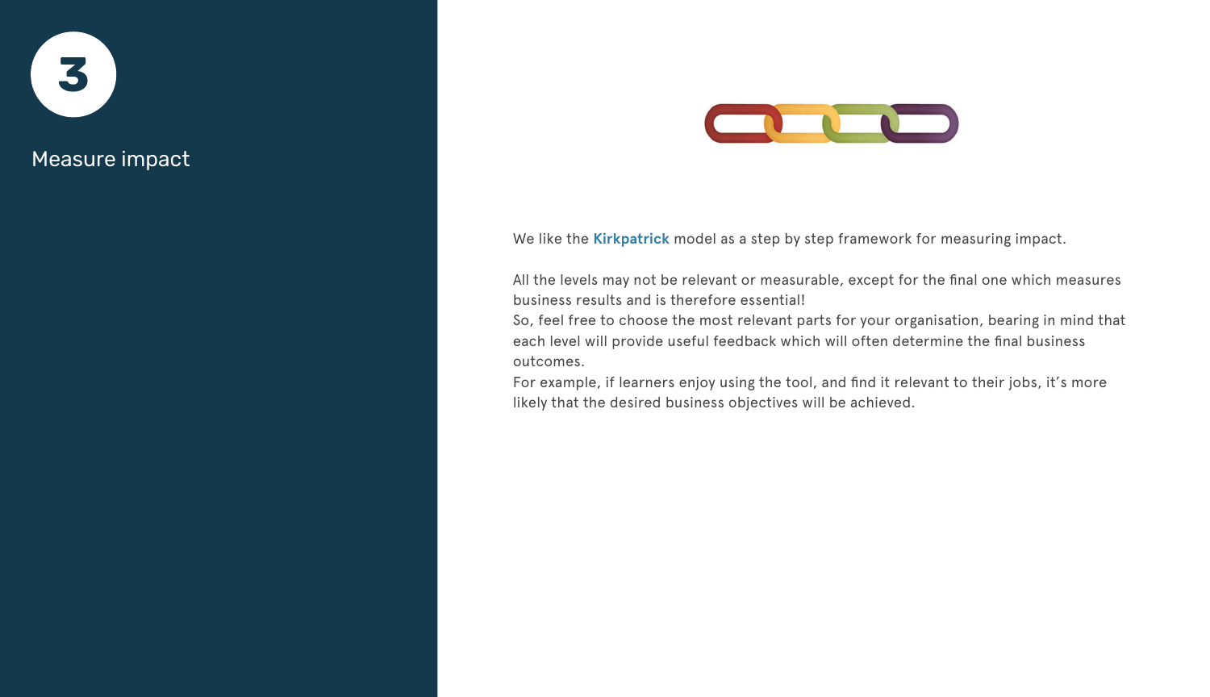# 3

## Measure impact

We like the **Kirkpatrick** model as a step by step framework for measuring impact.

All the levels may not be relevant or measurable, except for the final one which measures business results and is therefore essential!
So, feel free to choose the most relevant parts for your organisation, bearing in mind that each level will provide useful feedback which will often determine the final business outcomes.
For example, if learners enjoy using the tool, and find it relevant to their jobs, it's more likely that the desired business objectives will be achieved.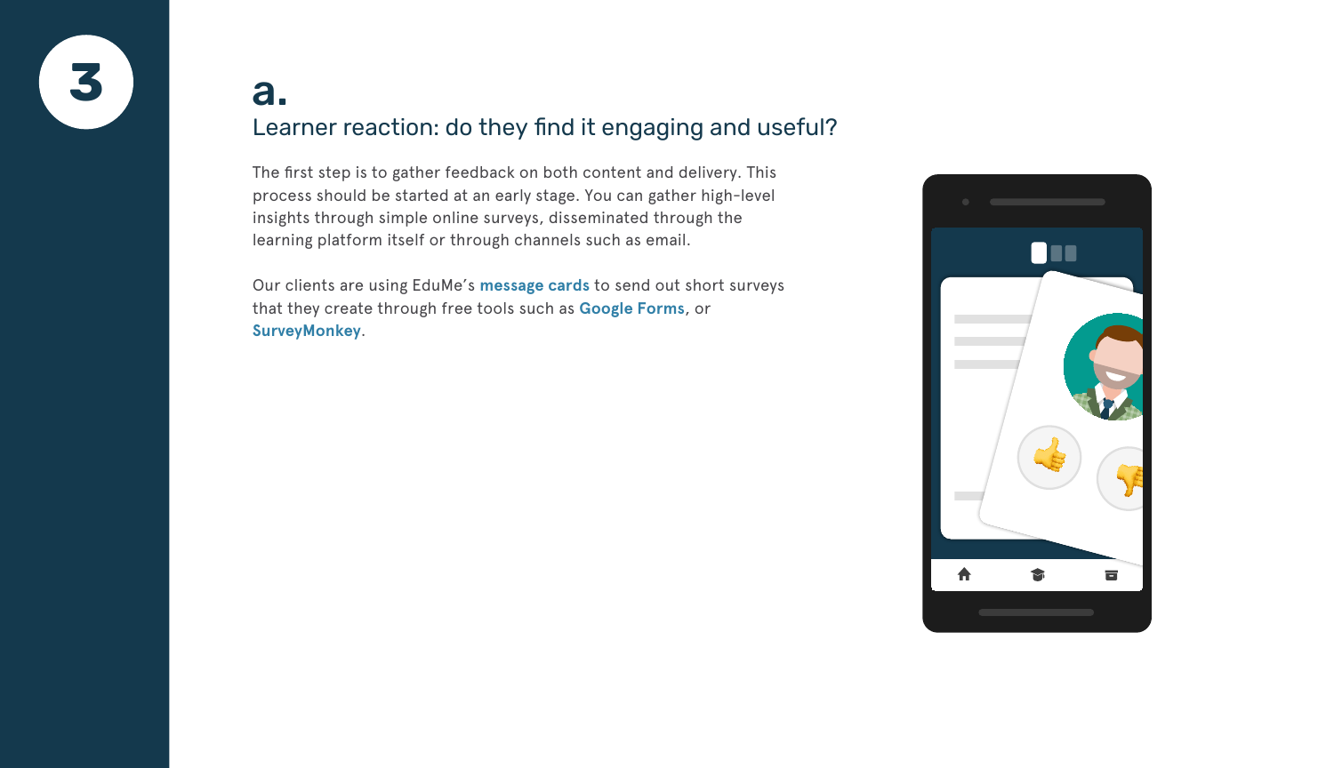3

## a.

### Learner reaction: do they find it engaging and useful?

The first step is to gather feedback on both content and delivery. This process should be started at an early stage. You can gather high-level insights through simple online surveys, disseminated through the learning platform itself or through channels such as email.

Our clients are using EduMe's **message cards** to send out short surveys that they create through free tools such as **Google Forms**, or **SurveyMonkey**.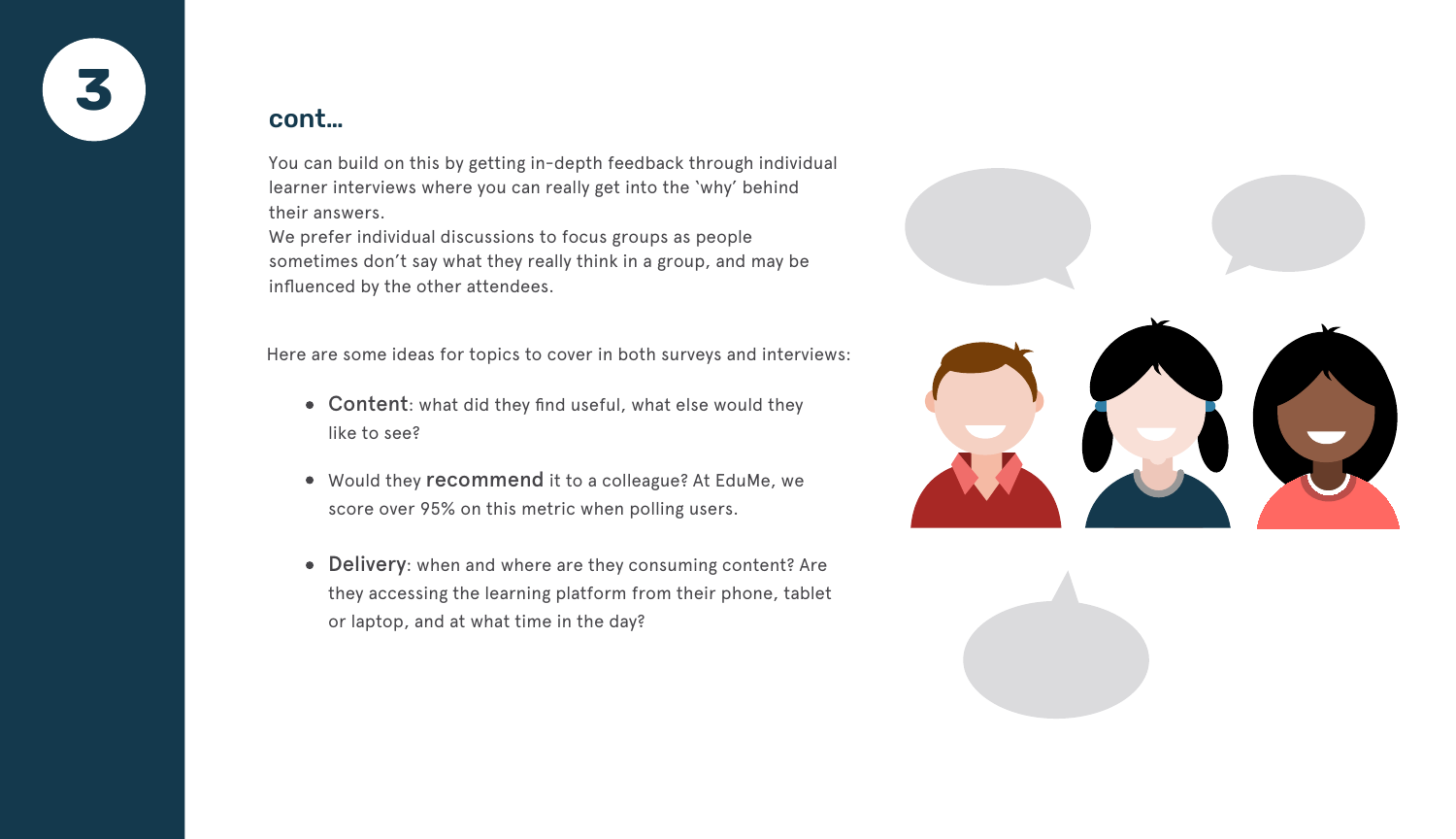3

## cont...

You can build on this by getting in-depth feedback through individual learner interviews where you can really get into the 'why' behind their answers.
We prefer individual discussions to focus groups as people sometimes don't say what they really think in a group, and may be influenced by the other attendees.

Here are some ideas for topics to cover in both surveys and interviews:

- **Content**: what did they find useful, what else would they like to see?
- Would they **recommend** it to a colleague? At EduMe, we score over 95% on this metric when polling users.
- **Delivery**: when and where are they consuming content? Are they accessing the learning platform from their phone, tablet or laptop, and at what time in the day?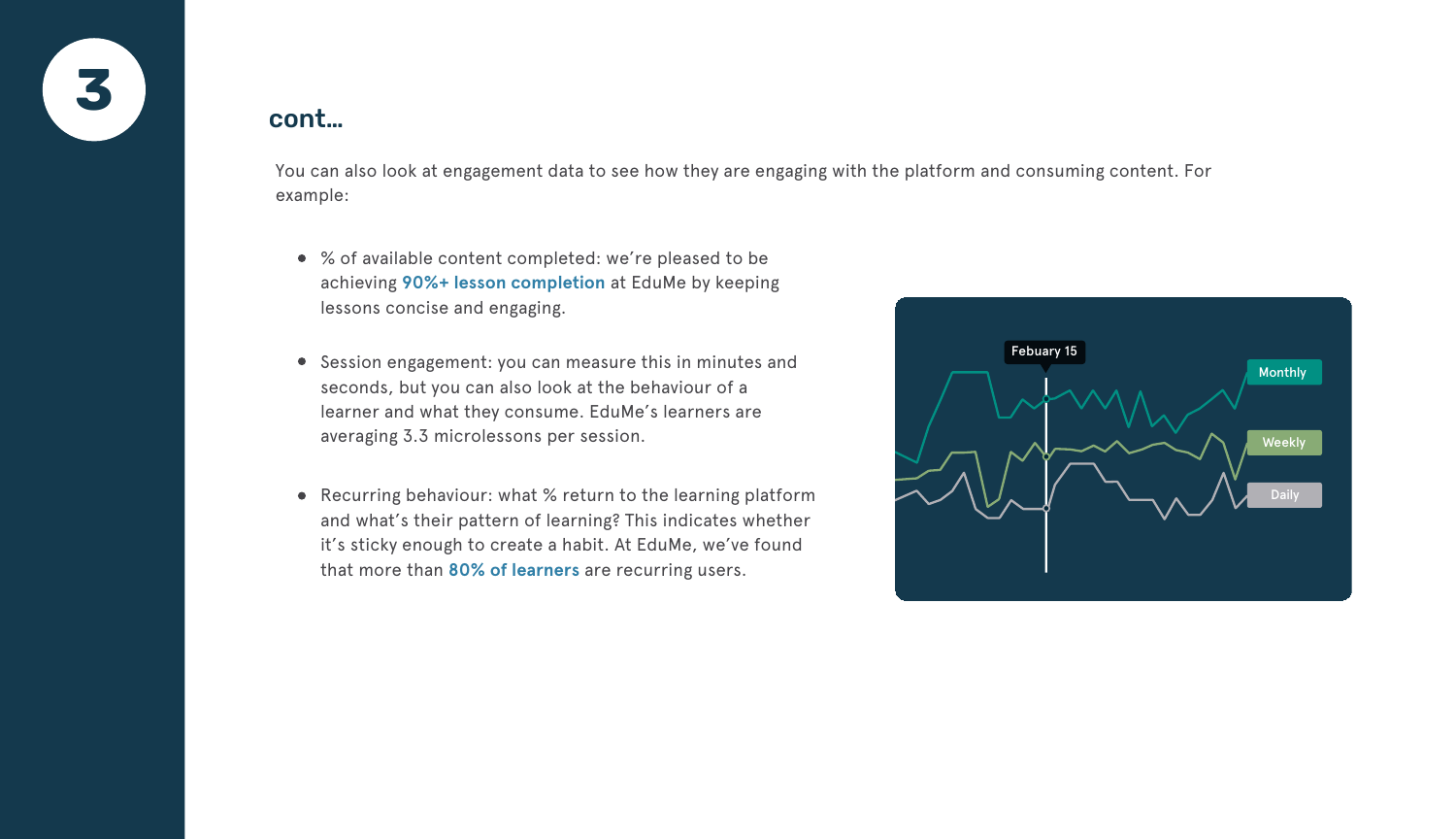## cont...

You can also look at engagement data to see how they are engaging with the platform and consuming content. For example:

- % of available content completed: we're pleased to be achieving **90%+ lesson completion** at EduMe by keeping lessons concise and engaging.
- Session engagement: you can measure this in minutes and seconds, but you can also look at the behaviour of a learner and what they consume. EduMe's learners are averaging 3.3 microlessons per session.
- Recurring behaviour: what % return to the learning platform and what's their pattern of learning? This indicates whether it's sticky enough to create a habit. At EduMe, we've found that more than **80% of learners** are recurring users.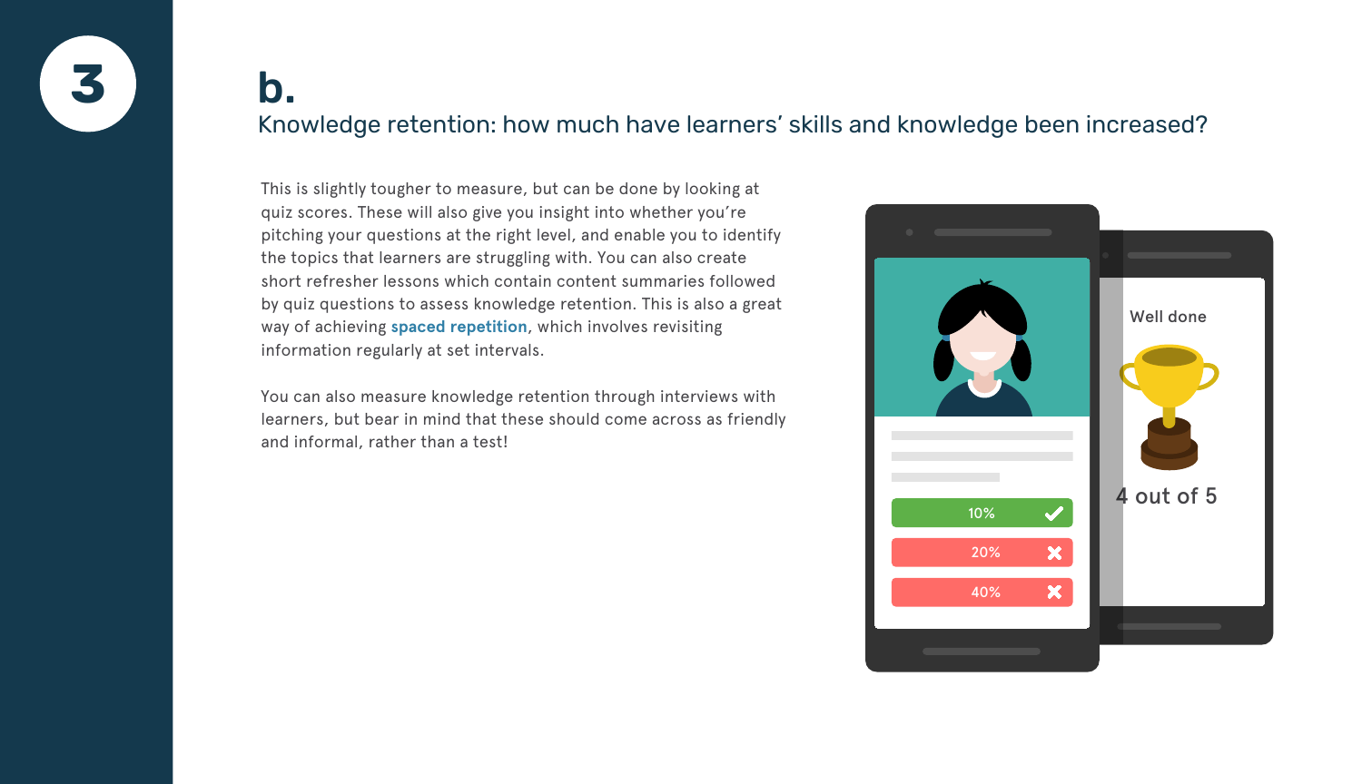3

## b.

### Knowledge retention: how much have learners' skills and knowledge been increased?

This is slightly tougher to measure, but can be done by looking at quiz scores. These will also give you insight into whether you're pitching your questions at the right level, and enable you to identify the topics that learners are struggling with. You can also create short refresher lessons which contain content summaries followed by quiz questions to assess knowledge retention. This is also a great way of achieving **spaced repetition**, which involves revisiting information regularly at set intervals.

You can also measure knowledge retention through interviews with learners, but bear in mind that these should come across as friendly and informal, rather than a test!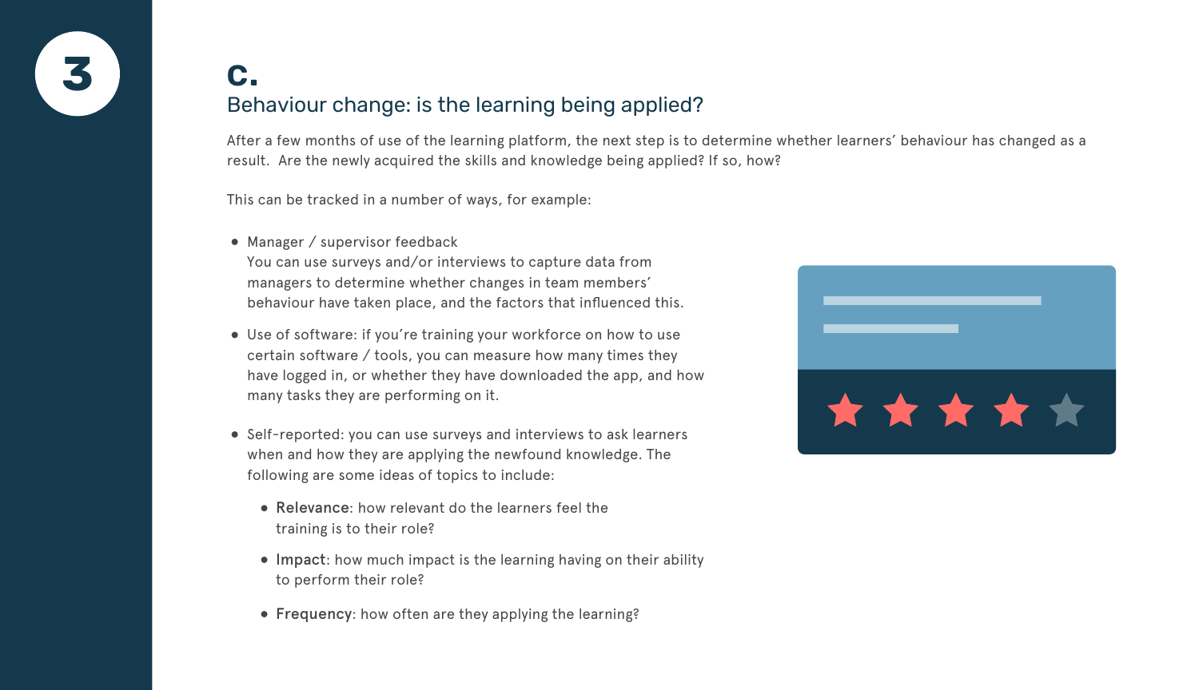3

## c.

## Behaviour change: is the learning being applied?

After a few months of use of the learning platform, the next step is to determine whether learners' behaviour has changed as a result. Are the newly acquired the skills and knowledge being applied? If so, how?

This can be tracked in a number of ways, for example:

- Manager / supervisor feedback
  You can use surveys and/or interviews to capture data from managers to determine whether changes in team members' behaviour have taken place, and the factors that influenced this.
- Use of software: if you're training your workforce on how to use certain software / tools, you can measure how many times they have logged in, or whether they have downloaded the app, and how many tasks they are performing on it.
- Self-reported: you can use surveys and interviews to ask learners when and how they are applying the newfound knowledge. The following are some ideas of topics to include:
  - **Relevance**: how relevant do the learners feel the training is to their role?
  - **Impact**: how much impact is the learning having on their ability to perform their role?
  - **Frequency**: how often are they applying the learning?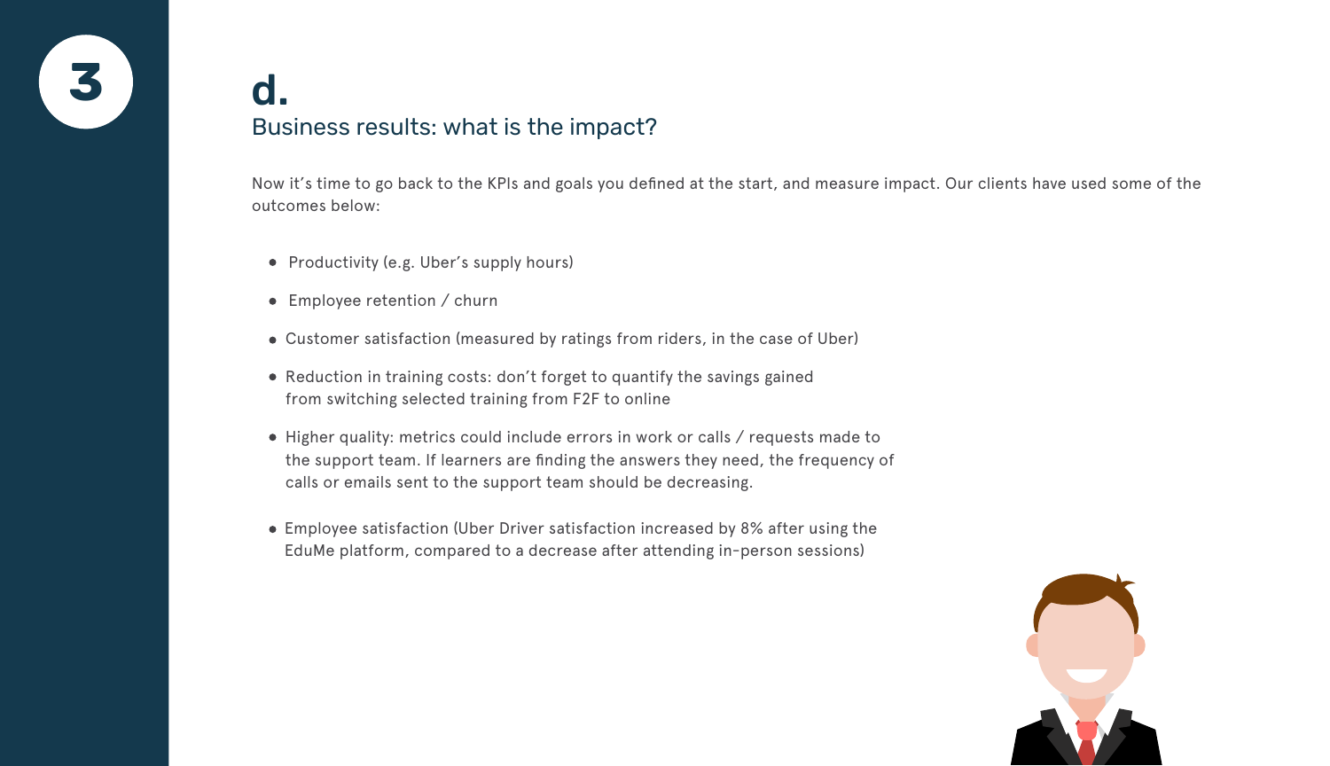3

## d.

### Business results: what is the impact?

Now it's time to go back to the KPIs and goals you defined at the start, and measure impact. Our clients have used some of the outcomes below:

- Productivity (e.g. Uber's supply hours)
- Employee retention / churn
- Customer satisfaction (measured by ratings from riders, in the case of Uber)
- Reduction in training costs: don't forget to quantify the savings gained from switching selected training from F2F to online
- Higher quality: metrics could include errors in work or calls / requests made to the support team. If learners are finding the answers they need, the frequency of calls or emails sent to the support team should be decreasing.
- Employee satisfaction (Uber Driver satisfaction increased by 8% after using the EduMe platform, compared to a decrease after attending in-person sessions)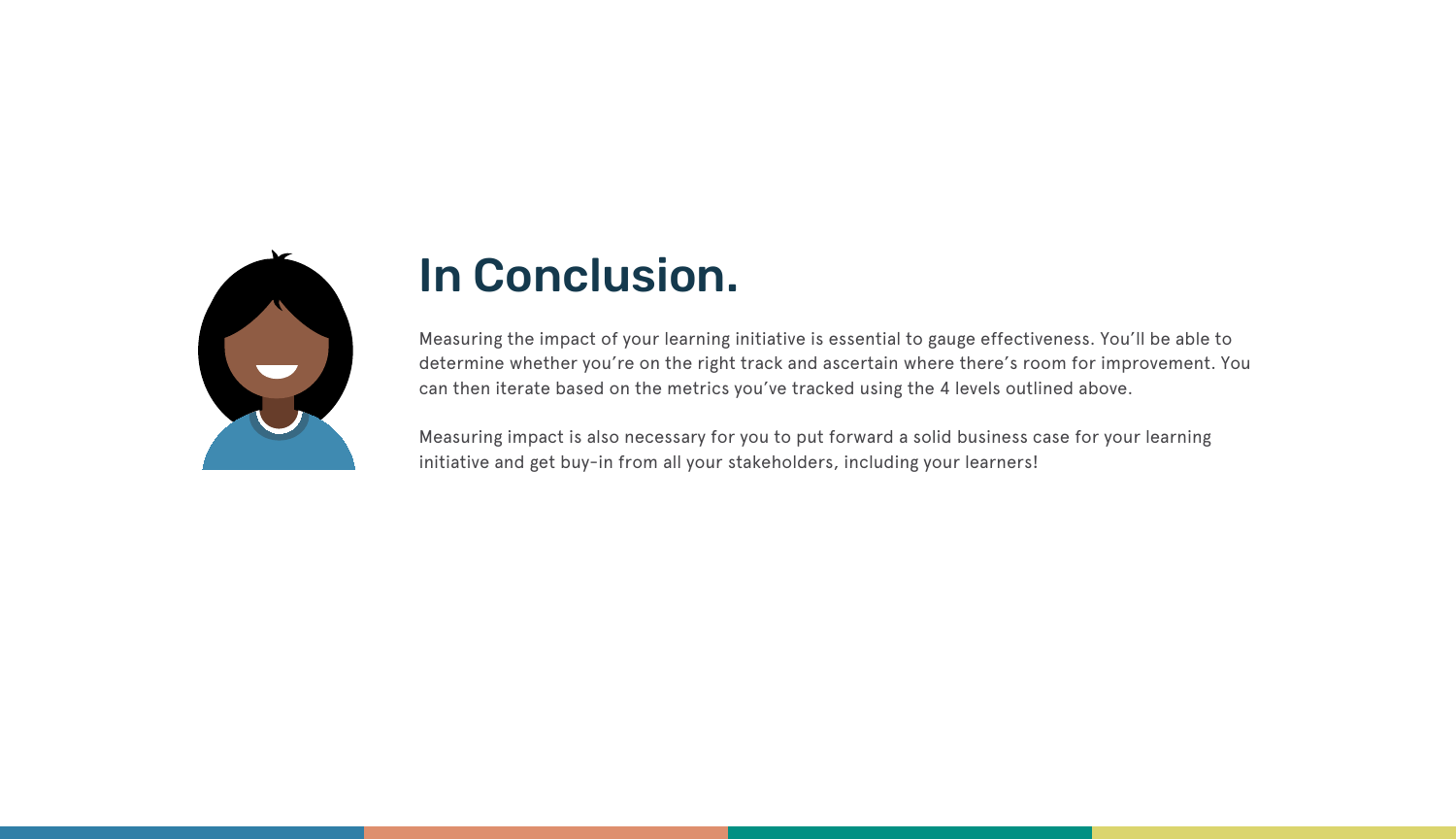# In Conclusion.

Measuring the impact of your learning initiative is essential to gauge effectiveness. You'll be able to determine whether you're on the right track and ascertain where there's room for improvement. You can then iterate based on the metrics you've tracked using the 4 levels outlined above.

Measuring impact is also necessary for you to put forward a solid business case for your learning initiative and get buy-in from all your stakeholders, including your learners!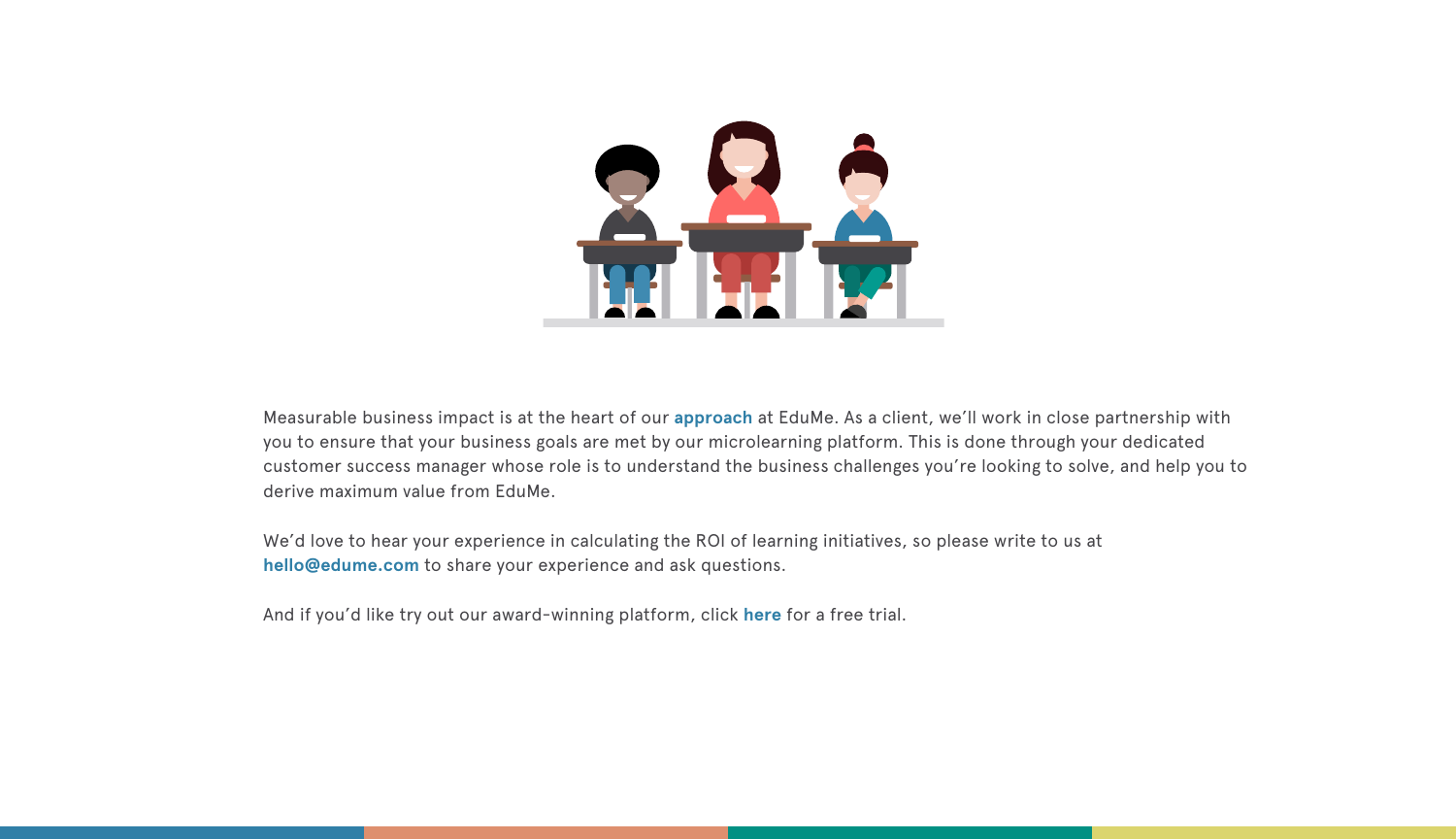Measurable business impact is at the heart of our **approach** at EduMe. As a client, we'll work in close partnership with you to ensure that your business goals are met by our microlearning platform. This is done through your dedicated customer success manager whose role is to understand the business challenges you're looking to solve, and help you to derive maximum value from EduMe.

We'd love to hear your experience in calculating the ROI of learning initiatives, so please write to us at **hello@edume.com** to share your experience and ask questions.

And if you'd like try out our award-winning platform, click **here** for a free trial.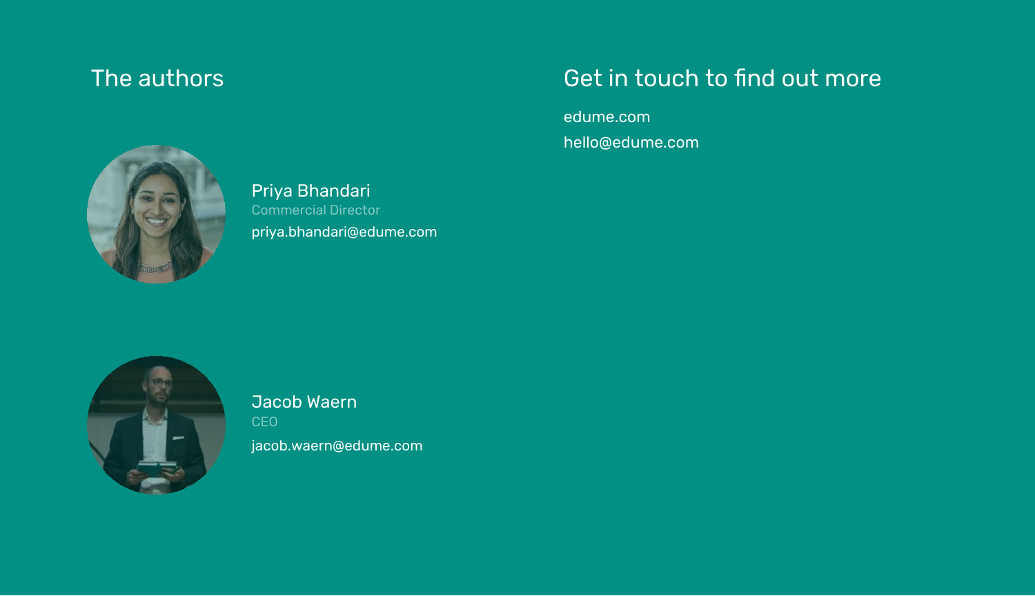## The authors

Priya Bhandari
Commercial Director
priya.bhandari@edume.com

Jacob Waern
CEO
jacob.waern@edume.com

## Get in touch to find out more

edume.com
hello@edume.com